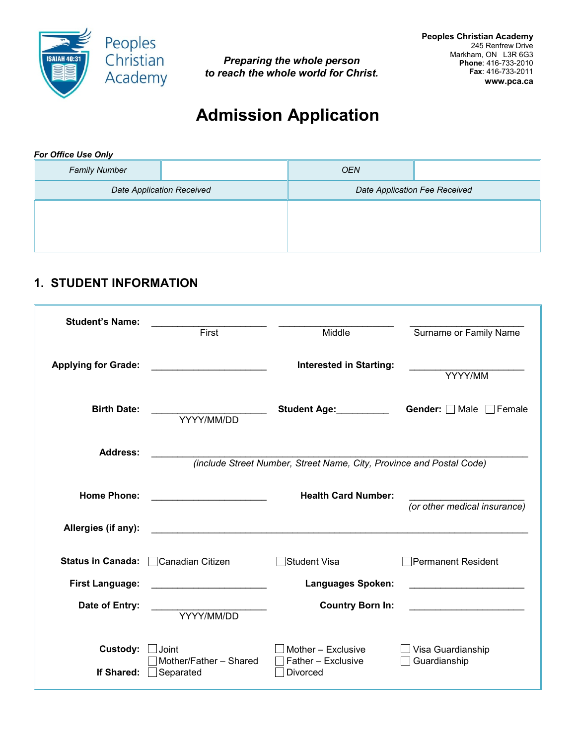Peoples Christian Academy

***Preparing the whole person***
***to reach the whole world for Christ.***

**Peoples Christian Academy**
245 Renfrew Drive
Markham, ON L3R 6G3
**Phone**: 416-733-2010
**Fax**: 416-733-2011
**www.pca.ca**

# Admission Application

***For Office Use Only***

| *Family Number* | | *OEN* | |
|---|---|---|---|
| *Date Application Received* | | *Date Application Fee Received* | |
| | | | |

## 1. STUDENT INFORMATION

**Student's Name:** ______________________ ______________________ ______________________
First Middle Surname or Family Name

**Applying for Grade:** ______________________ **Interested in Starting:** ______________________
YYYY/MM

**Birth Date:** ______________________ **Student Age:**__________ **Gender:** ☐ Male ☐ Female
YYYY/MM/DD

**Address:** ________________________________________________________________________
*(include Street Number, Street Name, City, Province and Postal Code)*

**Home Phone:** ______________________ **Health Card Number:** ______________________
*(or other medical insurance)*

**Allergies (if any):** ________________________________________________________________________

**Status in Canada:** ☐ Canadian Citizen ☐ Student Visa ☐ Permanent Resident

**First Language:** ______________________ **Languages Spoken:** ______________________

**Date of Entry:** ______________________ **Country Born In:** ______________________
YYYY/MM/DD

**Custody:** ☐ Joint ☐ Mother – Exclusive ☐ Visa Guardianship
☐ Mother/Father – Shared ☐ Father – Exclusive ☐ Guardianship

**If Shared:** ☐ Separated ☐ Divorced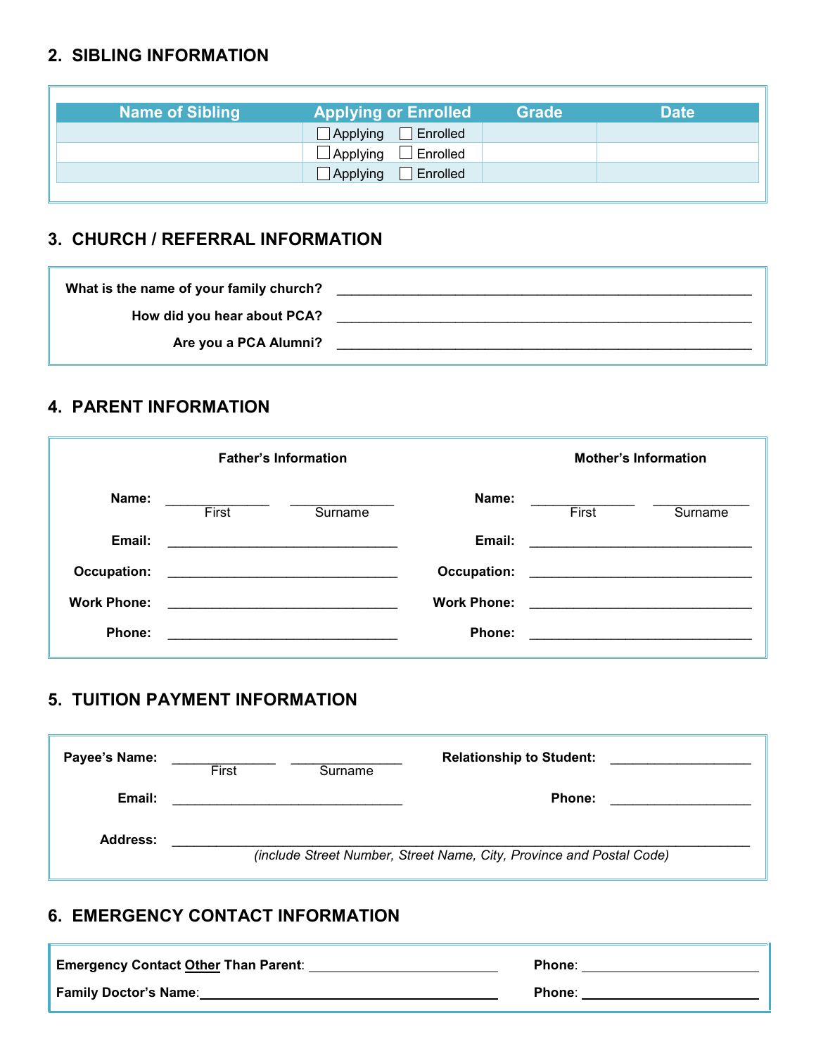## 2. SIBLING INFORMATION

| Name of Sibling | Applying or Enrolled | Grade | Date |
| --- | --- | --- | --- |
| | ☐ Applying ☐ Enrolled | | |
| | ☐ Applying ☐ Enrolled | | |
| | ☐ Applying ☐ Enrolled | | |

## 3. CHURCH / REFERRAL INFORMATION

**What is the name of your family church?** ____________________________________________

**How did you hear about PCA?** ____________________________________________

**Are you a PCA Alumni?** ____________________________________________

## 4. PARENT INFORMATION

**Father's Information**

**Name:** ______________ (First) ______________ (Surname)

**Email:** ______________________________

**Occupation:** ______________________________

**Work Phone:** ______________________________

**Phone:** ______________________________

**Mother's Information**

**Name:** ______________ (First) ______________ (Surname)

**Email:** ______________________________

**Occupation:** ______________________________

**Work Phone:** ______________________________

**Phone:** ______________________________

## 5. TUITION PAYMENT INFORMATION

**Payee's Name:** ______________ (First) ______________ (Surname)

**Relationship to Student:** ___________________

**Email:** ______________________________

**Phone:** ___________________

**Address:** ____________________________________________________________________________
*(include Street Number, Street Name, City, Province and Postal Code)*

## 6. EMERGENCY CONTACT INFORMATION

**Emergency Contact Other Than Parent**: ______________________________ **Phone**: ______________________

**Family Doctor's Name**: ______________________________ **Phone**: ______________________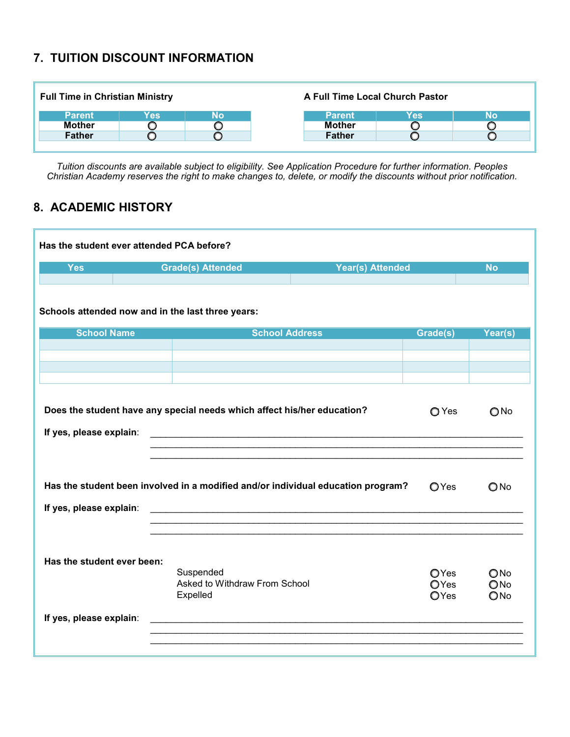## 7. TUITION DISCOUNT INFORMATION

**Full Time in Christian Ministry**

| Parent | Yes | No |
|---|---|---|
| Mother | ○ | ○ |
| Father | ○ | ○ |

**A Full Time Local Church Pastor**

| Parent | Yes | No |
|---|---|---|
| Mother | ○ | ○ |
| Father | ○ | ○ |

*Tuition discounts are available subject to eligibility. See Application Procedure for further information. Peoples Christian Academy reserves the right to make changes to, delete, or modify the discounts without prior notification.*

## 8. ACADEMIC HISTORY

**Has the student ever attended PCA before?**

| Yes | Grade(s) Attended | Year(s) Attended | No |
|---|---|---|---|
| | | | |

**Schools attended now and in the last three years:**

| School Name | School Address | Grade(s) | Year(s) |
|---|---|---|---|
| | | | |
| | | | |
| | | | |
| | | | |

**Does the student have any special needs which affect his/her education?** ○ Yes ○ No

**If yes, please explain**: ______________________________________________________________________________
______________________________________________________________________________
______________________________________________________________________________

**Has the student been involved in a modified and/or individual education program?** ○ Yes ○ No

**If yes, please explain**: ______________________________________________________________________________
______________________________________________________________________________
______________________________________________________________________________

**Has the student ever been:**

| | | |
|---|---|---|
| Suspended | ○ Yes | ○ No |
| Asked to Withdraw From School | ○ Yes | ○ No |
| Expelled | ○ Yes | ○ No |

**If yes, please explain**: ______________________________________________________________________________
______________________________________________________________________________
______________________________________________________________________________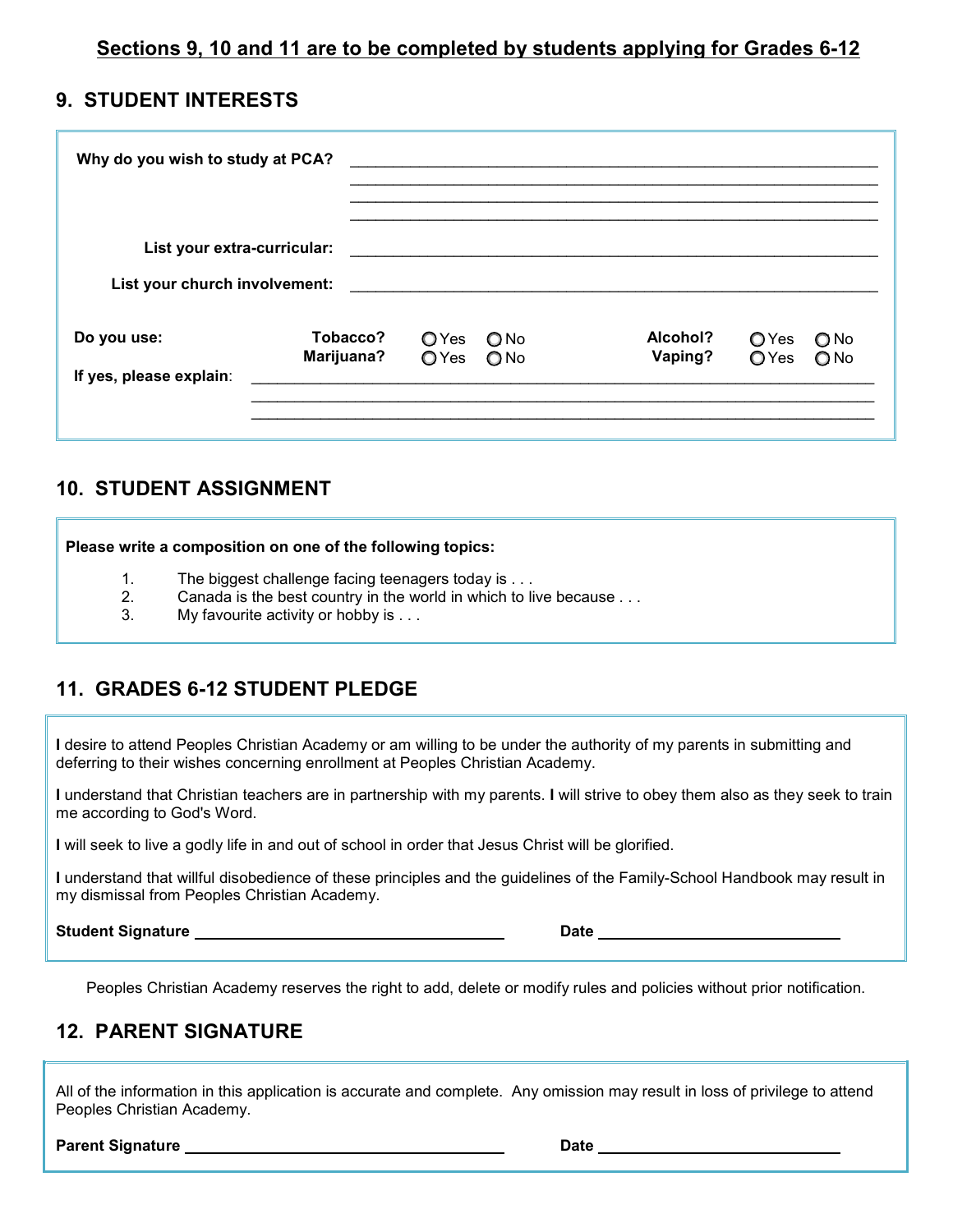**Sections 9, 10 and 11 are to be completed by students applying for Grades 6-12**

## 9. STUDENT INTERESTS

**Why do you wish to study at PCA?** ______________________________________________

______________________________________________

______________________________________________

______________________________________________

**List your extra-curricular:** ______________________________________________

**List your church involvement:** ______________________________________________

**Do you use:**

| | | | |
|---|---|---|---|
| **Tobacco?** | ○ Yes ○ No | **Alcohol?** | ○ Yes ○ No |
| **Marijuana?** | ○ Yes ○ No | **Vaping?** | ○ Yes ○ No |

**If yes, please explain**: ______________________________________________

______________________________________________

______________________________________________

## 10. STUDENT ASSIGNMENT

**Please write a composition on one of the following topics:**

1. The biggest challenge facing teenagers today is . . .
2. Canada is the best country in the world in which to live because . . .
3. My favourite activity or hobby is . . .

## 11. GRADES 6-12 STUDENT PLEDGE

**I** desire to attend Peoples Christian Academy or am willing to be under the authority of my parents in submitting and deferring to their wishes concerning enrollment at Peoples Christian Academy.

**I** understand that Christian teachers are in partnership with my parents. **I** will strive to obey them also as they seek to train me according to God's Word.

**I** will seek to live a godly life in and out of school in order that Jesus Christ will be glorified.

**I** understand that willful disobedience of these principles and the guidelines of the Family-School Handbook may result in my dismissal from Peoples Christian Academy.

**Student Signature** ____________________________ **Date** ______________________

Peoples Christian Academy reserves the right to add, delete or modify rules and policies without prior notification.

## 12. PARENT SIGNATURE

All of the information in this application is accurate and complete. Any omission may result in loss of privilege to attend Peoples Christian Academy.

**Parent Signature** ____________________________ **Date** ______________________